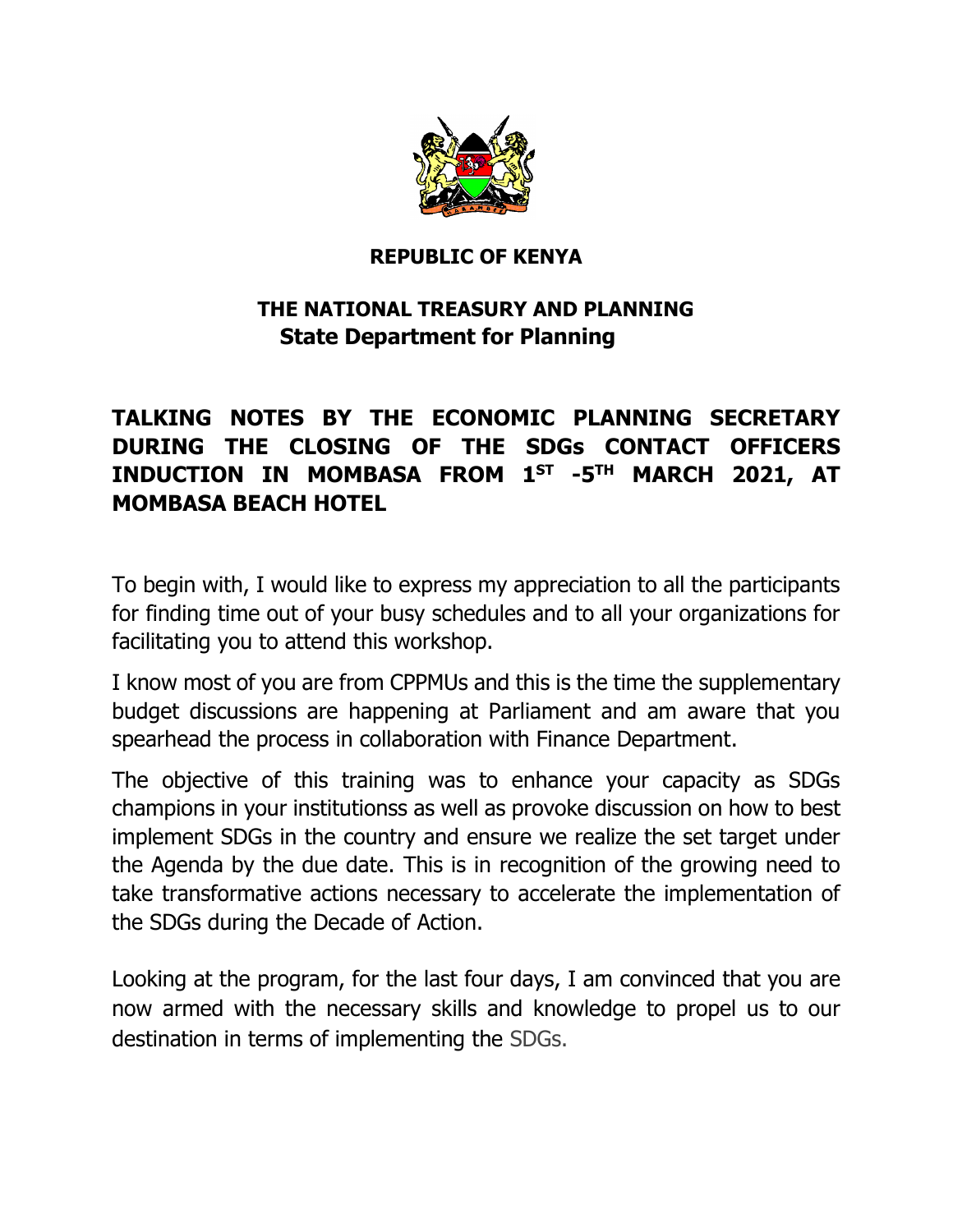**REPUBLIC OF KENYA**

**THE NATIONAL TREASURY AND PLANNING**
**State Department for Planning**

# TALKING NOTES BY THE ECONOMIC PLANNING SECRETARY DURING THE CLOSING OF THE SDGs CONTACT OFFICERS INDUCTION IN MOMBASA FROM 1ST -5TH MARCH 2021, AT MOMBASA BEACH HOTEL

To begin with, I would like to express my appreciation to all the participants for finding time out of your busy schedules and to all your organizations for facilitating you to attend this workshop.

I know most of you are from CPPMUs and this is the time the supplementary budget discussions are happening at Parliament and am aware that you spearhead the process in collaboration with Finance Department.

The objective of this training was to enhance your capacity as SDGs champions in your institutionss as well as provoke discussion on how to best implement SDGs in the country and ensure we realize the set target under the Agenda by the due date. This is in recognition of the growing need to take transformative actions necessary to accelerate the implementation of the SDGs during the Decade of Action.

Looking at the program, for the last four days, I am convinced that you are now armed with the necessary skills and knowledge to propel us to our destination in terms of implementing the SDGs.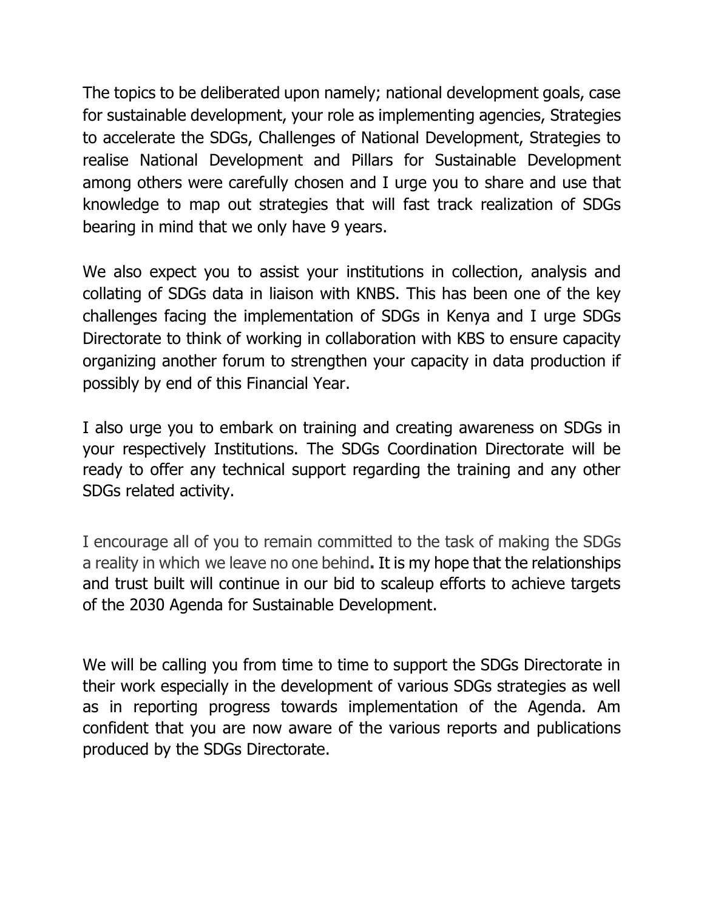The topics to be deliberated upon namely; national development goals, case for sustainable development, your role as implementing agencies, Strategies to accelerate the SDGs, Challenges of National Development, Strategies to realise National Development and Pillars for Sustainable Development among others were carefully chosen and I urge you to share and use that knowledge to map out strategies that will fast track realization of SDGs bearing in mind that we only have 9 years.

We also expect you to assist your institutions in collection, analysis and collating of SDGs data in liaison with KNBS. This has been one of the key challenges facing the implementation of SDGs in Kenya and I urge SDGs Directorate to think of working in collaboration with KBS to ensure capacity organizing another forum to strengthen your capacity in data production if possibly by end of this Financial Year.

I also urge you to embark on training and creating awareness on SDGs in your respectively Institutions. The SDGs Coordination Directorate will be ready to offer any technical support regarding the training and any other SDGs related activity.

I encourage all of you to remain committed to the task of making the SDGs a reality in which we leave no one behind**.** It is my hope that the relationships and trust built will continue in our bid to scaleup efforts to achieve targets of the 2030 Agenda for Sustainable Development.

We will be calling you from time to time to support the SDGs Directorate in their work especially in the development of various SDGs strategies as well as in reporting progress towards implementation of the Agenda. Am confident that you are now aware of the various reports and publications produced by the SDGs Directorate.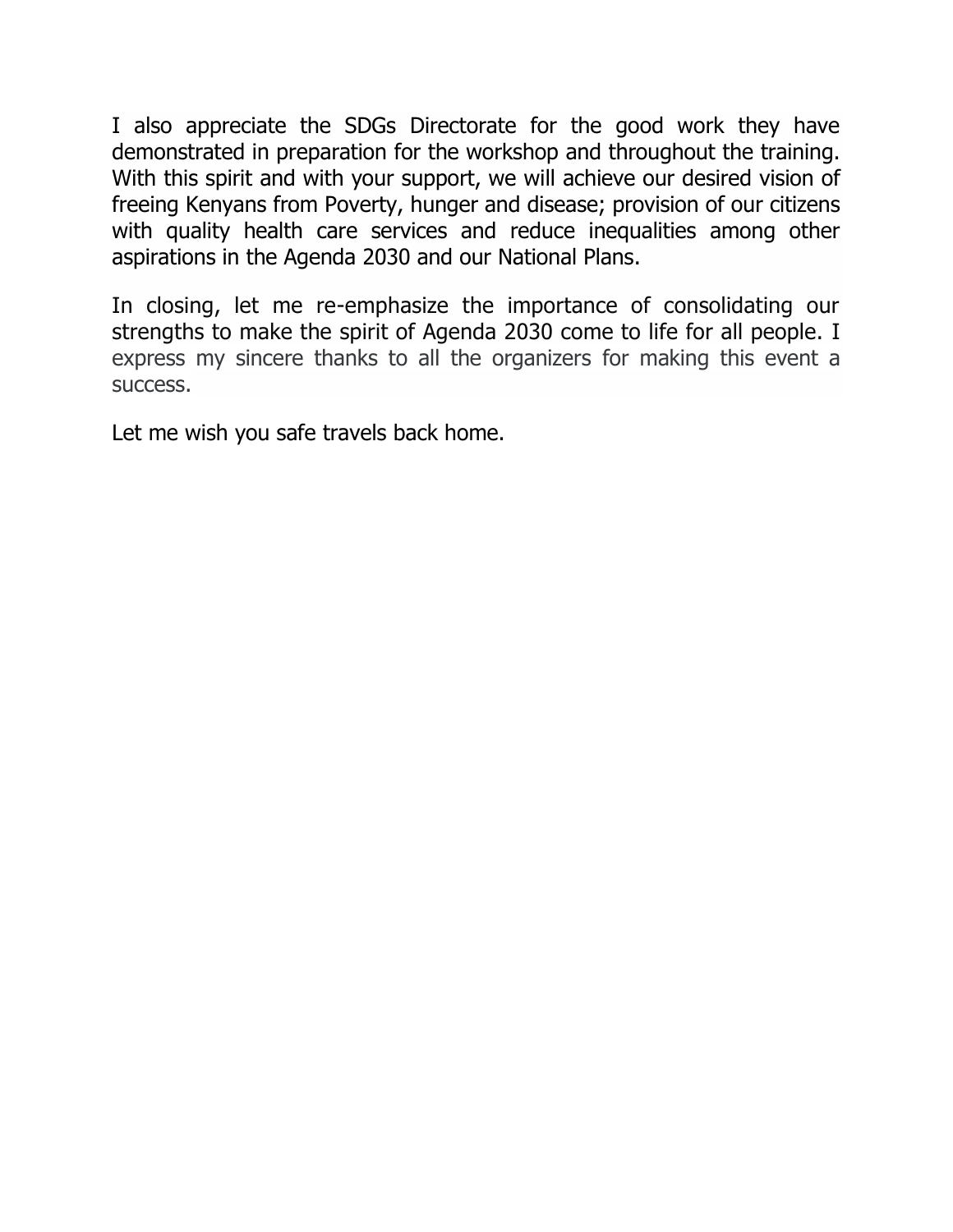I also appreciate the SDGs Directorate for the good work they have demonstrated in preparation for the workshop and throughout the training. With this spirit and with your support, we will achieve our desired vision of freeing Kenyans from Poverty, hunger and disease; provision of our citizens with quality health care services and reduce inequalities among other aspirations in the Agenda 2030 and our National Plans.

In closing, let me re-emphasize the importance of consolidating our strengths to make the spirit of Agenda 2030 come to life for all people. I express my sincere thanks to all the organizers for making this event a success.

Let me wish you safe travels back home.